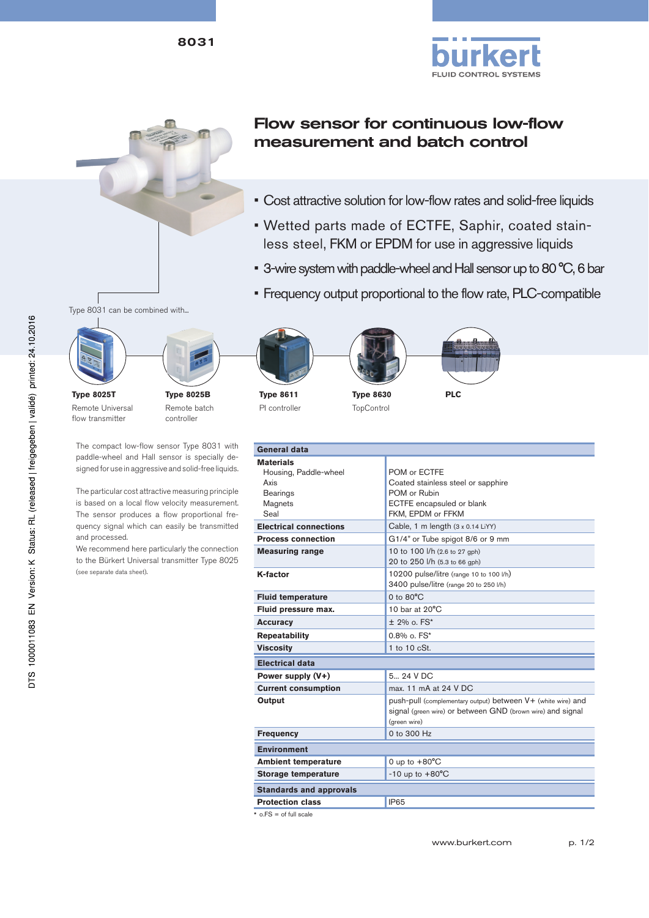# 8031

## Flow sensor for continuous low-flow measurement and batch control

- Cost attractive solution for low-flow rates and solid-free liquids
- Wetted parts made of ECTFE, Saphir, coated stainless steel, FKM or EPDM for use in aggressive liquids
- 3-wire system with paddle-wheel and Hall sensor up to 80 °C, 6 bar
- Frequency output proportional to the flow rate, PLC-compatible

Type 8031 can be combined with...

**Type 8025T**
Remote Universal flow transmitter

**Type 8025B**
Remote batch controller

**Type 8611**
PI controller

**Type 8630**
TopControl

**PLC**

The compact low-flow sensor Type 8031 with paddle-wheel and Hall sensor is specially designed for use in aggressive and solid-free liquids.

The particular cost attractive measuring principle is based on a local flow velocity measurement. The sensor produces a flow proportional frequency signal which can easily be transmitted and processed.
We recommend here particularly the connection to the Bürkert Universal transmitter Type 8025 (see separate data sheet).

| General data | |
|---|---|
| **Materials** | |
| Housing, Paddle-wheel | POM or ECTFE |
| Axis | Coated stainless steel or sapphire |
| Bearings | POM or Rubin |
| Magnets | ECTFE encapsuled or blank |
| Seal | FKM, EPDM or FFKM |
| **Electrical connections** | Cable, 1 m length (3 x 0.14 LiYY) |
| **Process connection** | G1/4" or Tube spigot 8/6 or 9 mm |
| **Measuring range** | 10 to 100 l/h (2.6 to 27 gph)<br>20 to 250 l/h (5.3 to 66 gph) |
| **K-factor** | 10200 pulse/litre (range 10 to 100 l/h)<br>3400 pulse/litre (range 20 to 250 l/h) |
| **Fluid temperature** | 0 to 80°C |
| **Fluid pressure max.** | 10 bar at 20°C |
| **Accuracy** | ± 2% o. FS* |
| **Repeatability** | 0.8% o. FS* |
| **Viscosity** | 1 to 10 cSt. |
| **Electrical data** | |
| **Power supply (V+)** | 5... 24 V DC |
| **Current consumption** | max. 11 mA at 24 V DC |
| **Output** | push-pull (complementary output) between V+ (white wire) and signal (green wire) or between GND (brown wire) and signal (green wire) |
| **Frequency** | 0 to 300 Hz |
| **Environment** | |
| **Ambient temperature** | 0 up to +80°C |
| **Storage temperature** | -10 up to +80°C |
| **Standards and approvals** | |
| **Protection class** | IP65 |

* o.FS = of full scale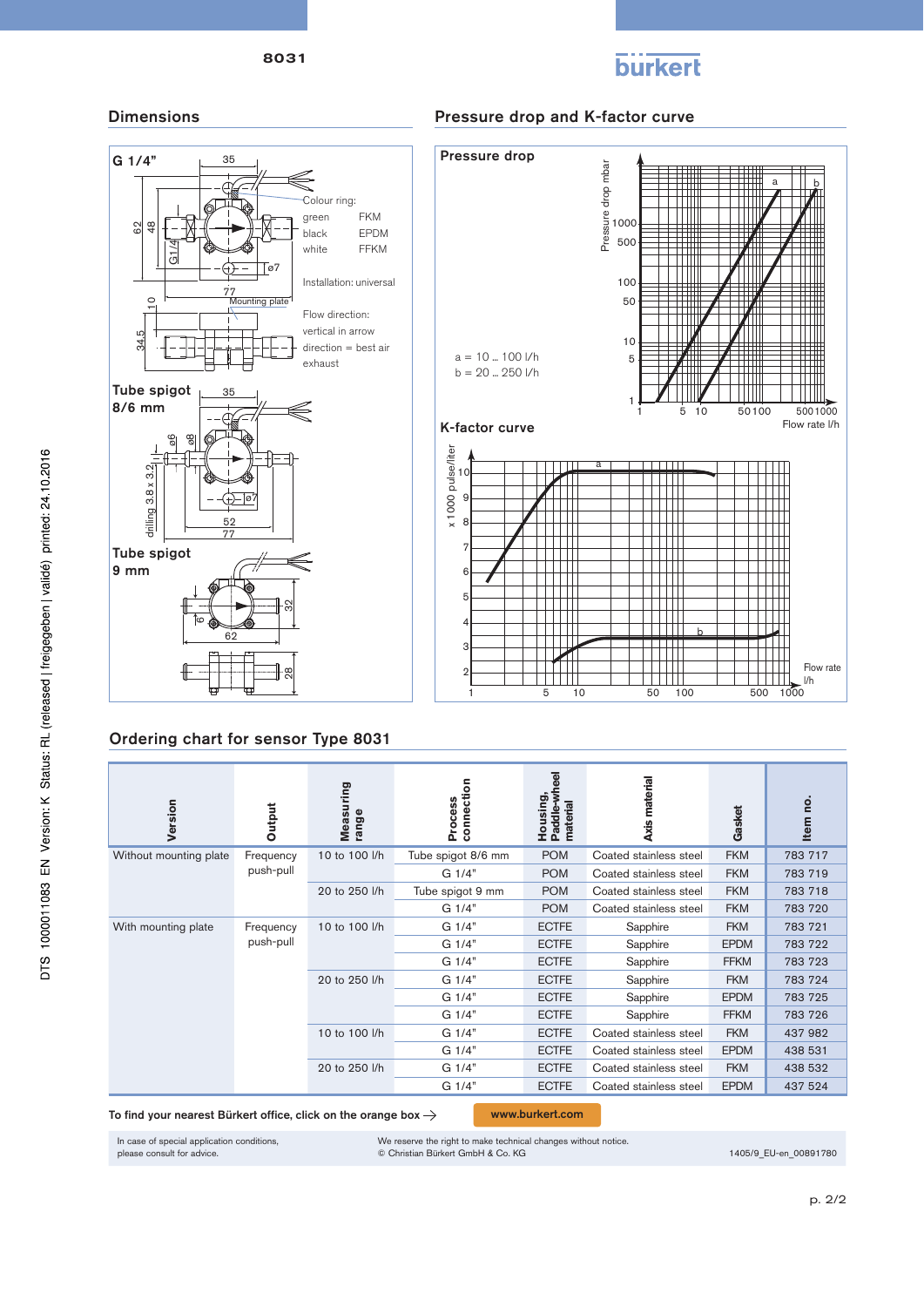## Dimensions

G 1/4"

35

62 48 G1/4

ø7

77

Mounting plate

10

34.5

Colour ring:
green FKM
black EPDM
white FFKM

Installation: universal

Flow direction:
vertical in arrow
direction = best air
exhaust

Tube spigot
8/6 mm

35

ø6 ø8

drilling 3.8 x 3.2

ø7

52
77

Tube spigot
9 mm

ø9

32

62

28

## Pressure drop and K-factor curve

**Pressure drop**

Pressure drop mbar

1000
500
100
50
10
5
1

1 5 10 50 100 500 1000

Flow rate l/h

a b

a = 10 ... 100 l/h
b = 20 ... 250 l/h

**K-factor curve**

x 1000 pulse/liter

10 9 8 7 6 5 4 3 2

1 5 10 50 100 500 1000

Flow rate l/h

a b

## Ordering chart for sensor Type 8031

| Version | Output | Measuring range | Process connection | Housing, Paddle-wheel material | Axis material | Gasket | Item no. |
|---|---|---|---|---|---|---|---|
| Without mounting plate | Frequency push-pull | 10 to 100 l/h | Tube spigot 8/6 mm | POM | Coated stainless steel | FKM | 783 717 |
| | | | G 1/4" | POM | Coated stainless steel | FKM | 783 719 |
| | | 20 to 250 l/h | Tube spigot 9 mm | POM | Coated stainless steel | FKM | 783 718 |
| | | | G 1/4" | POM | Coated stainless steel | FKM | 783 720 |
| With mounting plate | Frequency push-pull | 10 to 100 l/h | G 1/4" | ECTFE | Sapphire | FKM | 783 721 |
| | | | G 1/4" | ECTFE | Sapphire | EPDM | 783 722 |
| | | | G 1/4" | ECTFE | Sapphire | FFKM | 783 723 |
| | | 20 to 250 l/h | G 1/4" | ECTFE | Sapphire | FKM | 783 724 |
| | | | G 1/4" | ECTFE | Sapphire | EPDM | 783 725 |
| | | | G 1/4" | ECTFE | Sapphire | FFKM | 783 726 |
| | | 10 to 100 l/h | G 1/4" | ECTFE | Coated stainless steel | FKM | 437 982 |
| | | | G 1/4" | ECTFE | Coated stainless steel | EPDM | 438 531 |
| | | 20 to 250 l/h | G 1/4" | ECTFE | Coated stainless steel | FKM | 438 532 |
| | | | G 1/4" | ECTFE | Coated stainless steel | EPDM | 437 524 |

To find your nearest Bürkert office, click on the orange box → www.burkert.com

In case of special application conditions, please consult for advice.

We reserve the right to make technical changes without notice.
© Christian Bürkert GmbH & Co. KG

1405/9_EU-en_00891780